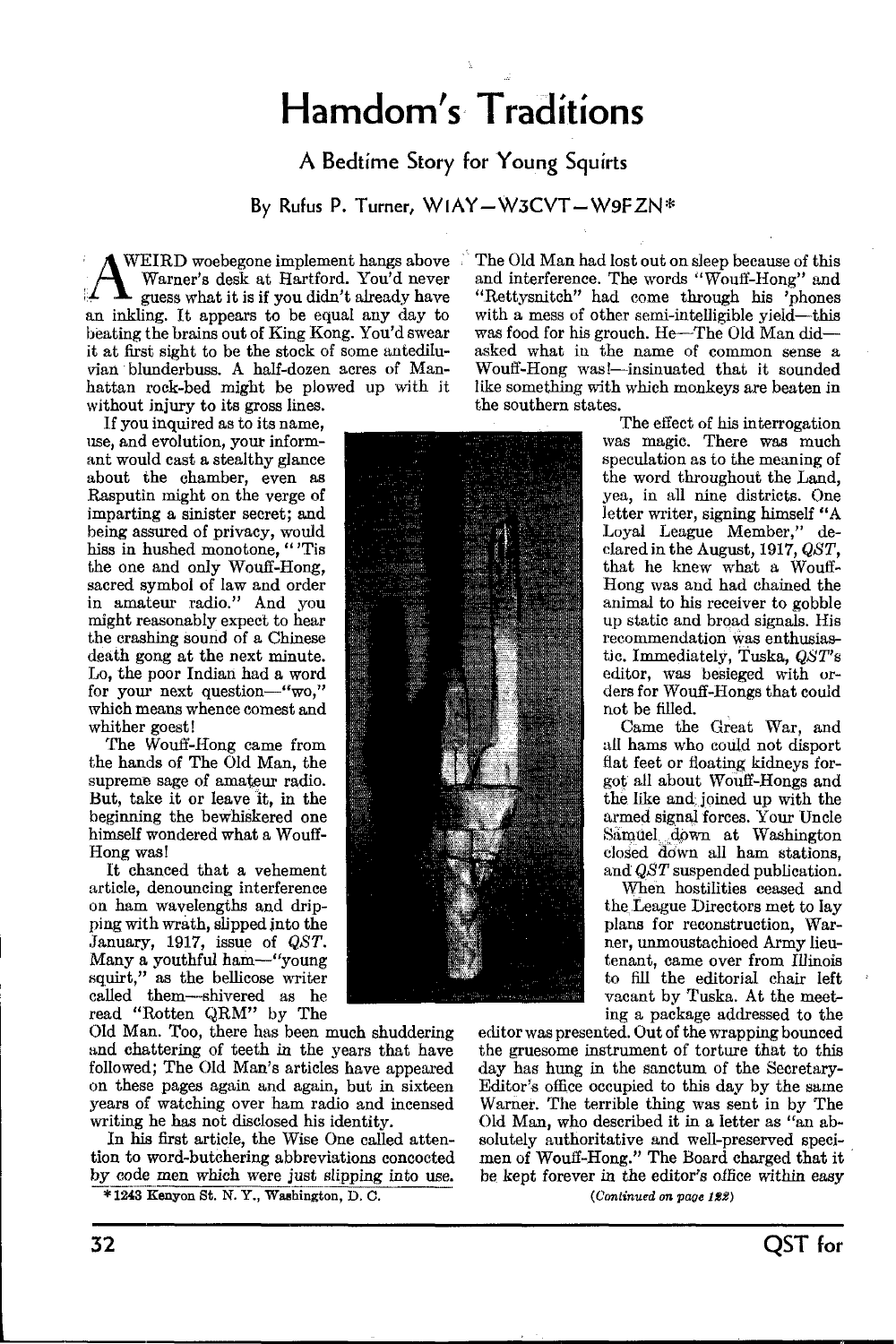# Hamdom's Traditions

## A Bedtime Story for Young Squirts

### By Rufus P. Turner, W1AY—W3CVT—W9FZN*

A WEIRD woebegone implement hangs above Warner's desk at Hartford. You'd never guess what it is if you didn't already have an inkling. It appears to be equal any day to beating the brains out of King Kong. You'd swear it at first sight to be the stock of some antediluvian blunderbuss. A half-dozen acres of Manhattan rock-bed might be plowed up with it without injury to its gross lines.

If you inquired as to its name, use, and evolution, your informant would cast a stealthy glance about the chamber, even as Rasputin might on the verge of imparting a sinister secret; and being assured of privacy, would hiss in hushed monotone, "'Tis the one and only Wouff-Hong, sacred symbol of law and order in amateur radio." And you might reasonably expect to hear the crashing sound of a Chinese death gong at the next minute. Lo, the poor Indian had a word for your next question—"wo," which means whence comest and whither goest!

The Wouff-Hong came from the hands of The Old Man, the supreme sage of amateur radio. But, take it or leave it, in the beginning the bewhiskered one himself wondered what a Wouff-Hong was!

It chanced that a vehement article, denouncing interference on ham wavelengths and dripping with wrath, slipped into the January, 1917, issue of *QST*. Many a youthful ham—"young squirt," as the bellicose writer called them—shivered as he read "Rotten QRM" by The Old Man. Too, there has been much shuddering and chattering of teeth in the years that have followed; The Old Man's articles have appeared on these pages again and again, but in sixteen years of watching over ham radio and incensed writing he has not disclosed his identity.

In his first article, the Wise One called attention to word-butchering abbreviations concocted by code men which were just slipping into use. The Old Man had lost out on sleep because of this and interference. The words "Wouff-Hong" and "Rettysnitch" had come through his 'phones with a mess of other semi-intelligible yield—this was food for his grouch. He—The Old Man did—asked what in the name of common sense a Wouff-Hong was!—insinuated that it sounded like something with which monkeys are beaten in the southern states.

The effect of his interrogation was magic. There was much speculation as to the meaning of the word throughout the Land, yea, in all nine districts. One letter writer, signing himself "A Loyal League Member," declared in the August, 1917, *QST*, that he knew what a Wouff-Hong was and had chained the animal to his receiver to gobble up static and broad signals. His recommendation was enthusiastic. Immediately, Tuska, *QST*'s editor, was besieged with orders for Wouff-Hongs that could not be filled.

Came the Great War, and all hams who could not disport flat feet or floating kidneys forgot all about Wouff-Hongs and the like and joined up with the armed signal forces. Your Uncle Samuel down at Washington closed down all ham stations, and *QST* suspended publication.

When hostilities ceased and the League Directors met to lay plans for reconstruction, Warner, unmoustachioed Army lieutenant, came over from Illinois to fill the editorial chair left vacant by Tuska. At the meeting a package addressed to the editor was presented. Out of the wrapping bounced the gruesome instrument of torture that to this day has hung in the sanctum of the Secretary-Editor's office occupied to this day by the same Warner. The terrible thing was sent in by The Old Man, who described it in a letter as "an absolutely authoritative and well-preserved specimen of Wouff-Hong." The Board charged that it be kept forever in the editor's office within easy

*(Continued on page 122)*

*1243 Kenyon St. N. Y., Washington, D. C.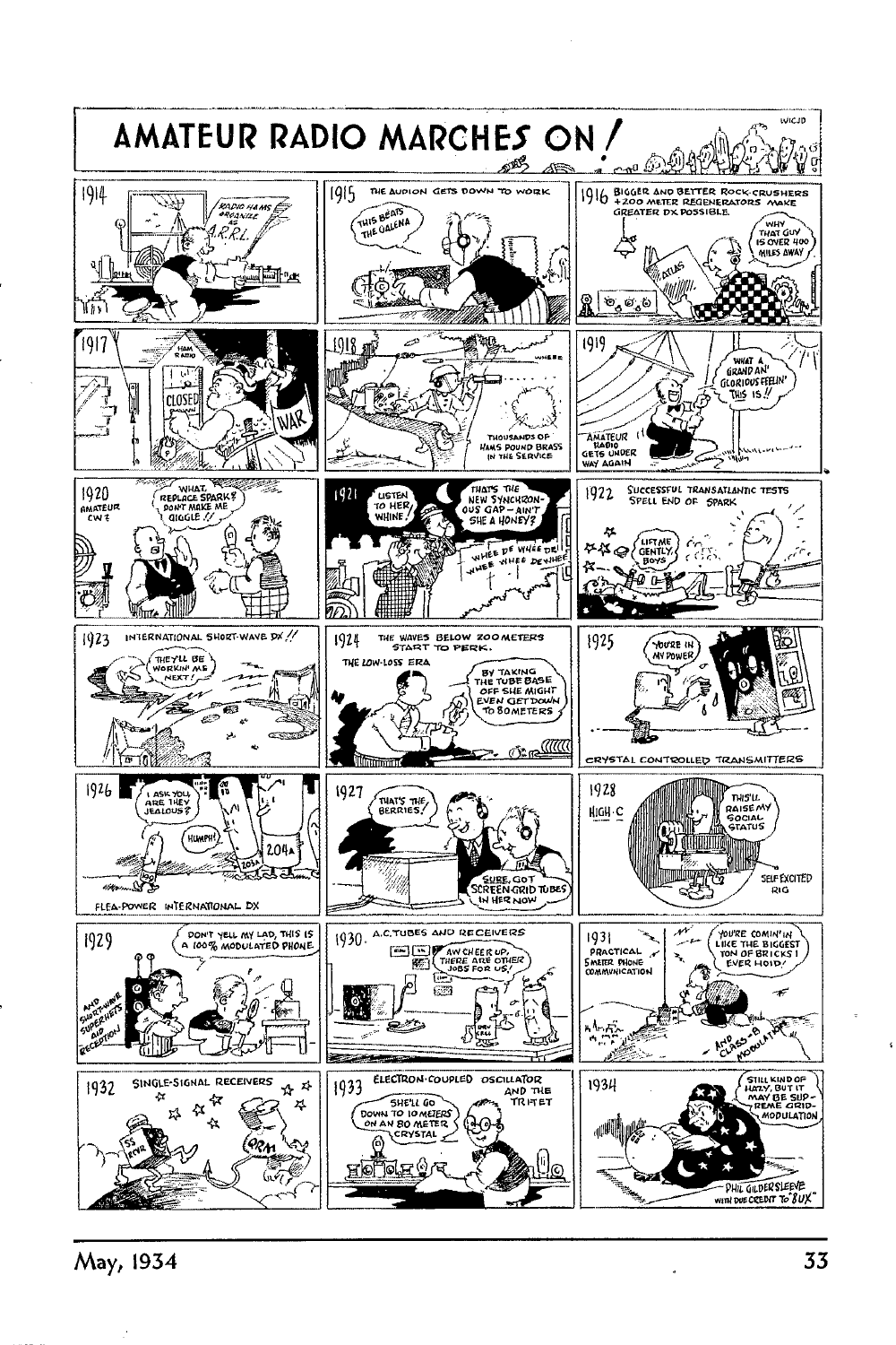# AMATEUR RADIO MARCHES ON!

W1CJD

**1914** — RADIO HAMS ORGANIZE AS A.R.R.L.

**1915** — THE AUDION GETS DOWN TO WORK

"THIS BEATS THE GALENA"

**1916** — BIGGER AND BETTER ROCK-CRUSHERS + 200 METER REGENERATORS MAKE GREATER DX POSSIBLE.

"WHY THAT GUY IS OVER 400 MILES AWAY"

ATLAS

**1917** — HAM RADIO — CLOSED — WAR

**1918** — THOUSANDS OF HAMS POUND BRASS IN THE SERVICE

**1919** — AMATEUR RADIO GETS UNDER WAY AGAIN

"WHAT A GRAND AN' GLORIOUS FEELIN' THIS IS!!"

**1920** — AMATEUR CW?

"WHAT, REPLACE SPARK? DON'T MAKE ME GIGGLE!!"

**1921** — "LISTEN TO HER WHINE!"

"THAT'S THE NEW SYNCHRONOUS GAP — AIN'T SHE A HONEY?"

WHEE DE WHEE DE WHEE WHEE DE WHEE

**1922** — SUCCESSFUL TRANSATLANTIC TESTS SPELL END OF SPARK

"LIFT ME GENTLY, BOYS"

**1923** — INTERNATIONAL SHORT-WAVE DX!!

"THEY'LL BE WORKIN' ME NEXT!"

**1924** — THE WAVES BELOW 200 METERS START TO PERK.

THE LOW-LOSS ERA

"BY TAKING THE TUBE BASE OFF SHE MIGHT EVEN GET DOWN TO 80 METERS"

**1925** — "YOU'RE IN MY POWER"

CRYSTAL CONTROLLED TRANSMITTERS

**1926** — "I ASK YOU ARE THEY JEALOUS?"

"HUMPH!"

204A

FLEA-POWER INTERNATIONAL DX

**1927** — "THAT'S THE BERRIES!"

"SURE, GOT SCREEN-GRID TUBES IN HER NOW"

**1928** — HIGH-C

"THIS'LL RAISE MY SOCIAL STATUS"

SELF EXCITED RIG

**1929** — "DON'T YELL MY LAD, THIS IS A 100% MODULATED PHONE"

AND SHORT-WAVE SUPERHETS AID RECEPTION

**1930** — A.C. TUBES AND RECEIVERS

"AW CHEER UP, THERE ARE OTHER JOBS FOR US!"

DRY CELL

**1931** — PRACTICAL 5 METER PHONE COMMUNICATION

"YOU'RE COMIN' IN LIKE THE BIGGEST TON OF BRICKS I EVER HOID!"

— AND CLASS-B MODULATION

**1932** — SINGLE-SIGNAL RECEIVERS

SS RCVR — QRM

**1933** — ELECTRON-COUPLED OSCILLATOR AND THE TRITET

"SHE'LL GO DOWN TO 10 METERS ON AN 80 METER CRYSTAL"

**1934** — "STILL KIND OF HAZY, BUT IT MAY BE SUPREME GRID-MODULATION"

— PHIL GILDERSLEEVE WITH DUE CREDIT TO "8UX"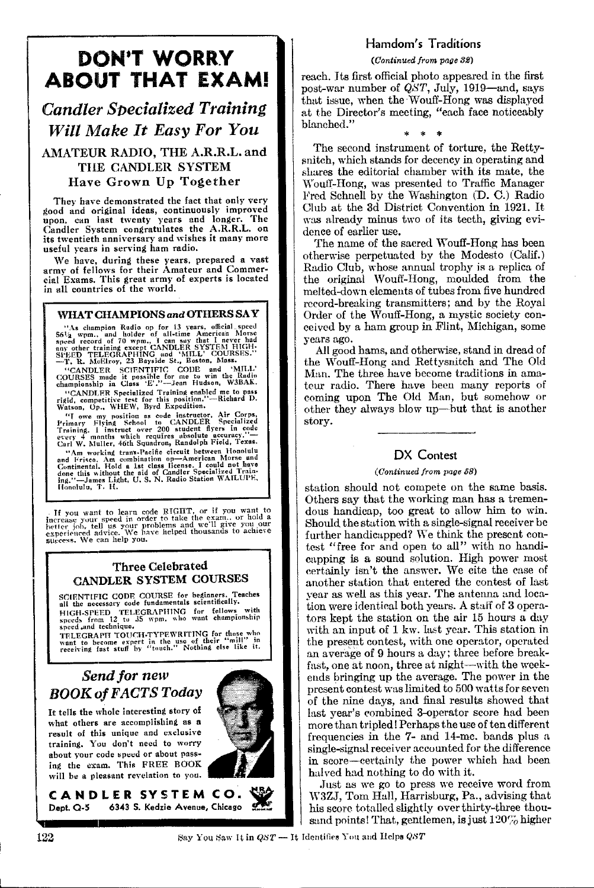# DON'T WORRY ABOUT THAT EXAM!

## *Candler Specialized Training Will Make It Easy For You*

### AMATEUR RADIO, THE A.R.R.L. and THE CANDLER SYSTEM Have Grown Up Together

They have demonstrated the fact that only very good and original ideas, continuously improved upon, can last twenty years and longer. The Candler System congratulates the A.R.R.L. on its twentieth anniversary and wishes it many more useful years in serving ham radio.

We have, during these years, prepared a vast army of fellows for their Amateur and Commercial Exams. This great army of experts is located in all countries of the world.

### WHAT CHAMPIONS *and* OTHERS SAY

"As champion Radio op for 13 years, official speed 56½ wpm., and holder of all-time American Morse speed record of 70 wpm., I can say that I never had any other training except CANDLER SYSTEM HIGH-SPEED TELEGRAPHING and 'MILL' COURSES." —T. R. McElroy, 23 Bayside St., Boston, Mass.

"CANDLER SCIENTIFIC CODE and 'MILL' COURSES made it possible for me to win the Radio championship in Class 'E'."—Jean Hudson, W3BAK.

"CANDLER Specialized Training enabled me to pass rigid, competitive test for this position."—Richard D. Watson, Op., WHEW, Byrd Expedition.

"I owe my position as code instructor, Air Corps, Primary Flying School to CANDLER Specialized Training. I instruct over 200 student flyers in code every 4 months which requires absolute accuracy."—Carl W. Muller, 46th Squadron, Randolph Field, Texas.

"Am working trans-Pacific circuit between Honolulu and Frisco. Am combination op—American Morse and Continental. Hold a 1st class license. I could not have done this without the aid of Candler Specialized Training."—James Light, U. S. N. Radio Station WAILUPE, Honolulu, T. H.

If you want to learn code RIGHT, or if you want to increase your speed in order to take the exam., or hold a better job, tell us your problems and we'll give you our experienced advice. We have helped thousands to achieve success. We can help you.

### Three Celebrated CANDLER SYSTEM COURSES

SCIENTIFIC CODE COURSE for beginners. Teaches all the necessary code fundamentals scientifically.

HIGH-SPEED TELEGRAPHING for fellows with speeds from 12 to 35 wpm. who want championship speed and technique.

TELEGRAPH TOUCH-TYPEWRITING for those who want to become expert in the use of their "mill" in receiving fast stuff by "touch." Nothing else like it.

## *Send for new BOOK of FACTS Today*

It tells the whole interesting story of what others are accomplishing as a result of this unique and exclusive training. You don't need to worry about your code speed or about passing the exam. This FREE BOOK will be a pleasant revelation to you.

**CANDLER SYSTEM CO.**
Dept. Q-5    6343 S. Kedzie Avenue, Chicago

## Hamdom's Traditions

*(Continued from page 32)*

reach. Its first official photo appeared in the first post-war number of *QST*, July, 1919—and, says that issue, when the Wouff-Hong was displayed at the Director's meeting, "each face noticeably blanched."

\* \* \*

The second instrument of torture, the Rettysnitch, which stands for decency in operating and shares the editorial chamber with its mate, the Wouff-Hong, was presented to Traffic Manager Fred Schnell by the Washington (D. C.) Radio Club at the 3d District Convention in 1921. It was already minus two of its teeth, giving evidence of earlier use.

The name of the sacred Wouff-Hong has been otherwise perpetuated by the Modesto (Calif.) Radio Club, whose annual trophy is a replica of the original Wouff-Hong, moulded from the melted-down elements of tubes from five hundred record-breaking transmitters; and by the Royal Order of the Wouff-Hong, a mystic society conceived by a ham group in Flint, Michigan, some years ago.

All good hams, and otherwise, stand in dread of the Wouff-Hong and Rettysnitch and The Old Man. The three have become traditions in amateur radio. There have been many reports of coming upon The Old Man, but somehow or other they always blow up—but that is another story.

## DX Contest

*(Continued from page 58)*

station should not compete on the same basis. Others say that the working man has a tremendous handicap, too great to allow him to win. Should the station with a single-signal receiver be further handicapped? We think the present contest "free for and open to all" with no handicapping is a sound solution. High power most certainly isn't the answer. We cite the case of another station that entered the contest of last year as well as this year. The antenna and location were identical both years. A staff of 3 operators kept the station on the air 15 hours a day with an input of 1 kw. last year. This station in the present contest, with one operator, operated an average of 9 hours a day; three before breakfast, one at noon, three at night—with the week-ends bringing up the average. The power in the present contest was limited to 500 watts for seven of the nine days, and final results showed that last year's combined 3-operator score had been more than tripled! Perhaps the use of ten different frequencies in the 7- and 14-mc. bands plus a single-signal receiver accounted for the difference in score—certainly the power which had been halved had nothing to do with it.

Just as we go to press we receive word from W3ZJ, Tom Hall, Harrisburg, Pa., advising that his score totalled slightly over thirty-three thousand points! That, gentlemen, is just 120% higher